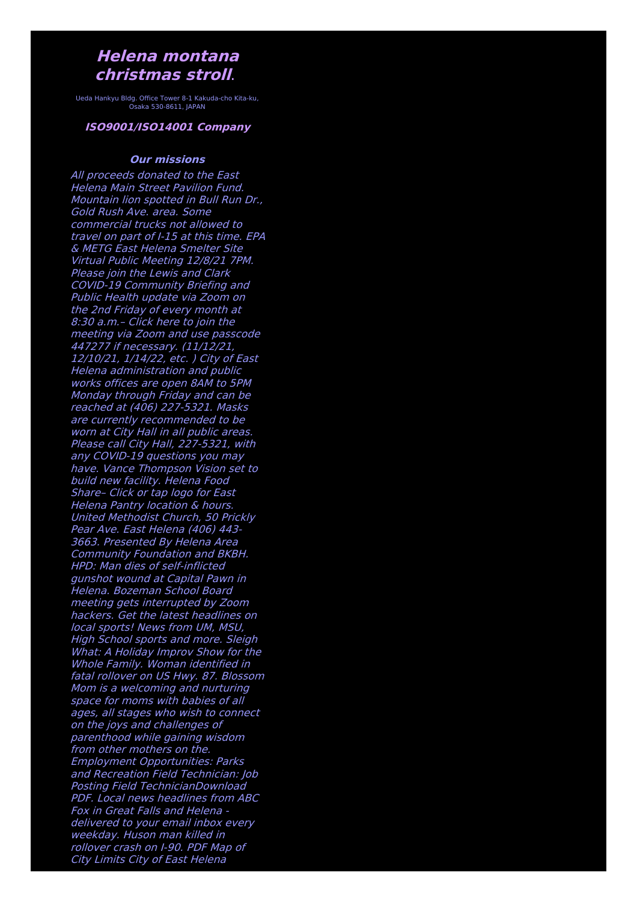# *Helena montana christmas stroll*.

Ueda Hankyu Bldg. Office Tower 8-1 Kakuda-cho Kita-ku, Osaka 530-8611, JAPAN

### *ISO9001/ISO14001 Company*

### *Our missions*

*All proceeds donated to the East Helena Main Street Pavilion Fund. Mountain lion spotted in Bull Run Dr., Gold Rush Ave. area. Some commercial trucks not allowed to travel on part of I-15 at this time. EPA & METG East Helena Smelter Site Virtual Public Meeting 12/8/21 7PM. Please join the Lewis and Clark COVID-19 Community Briefing and Public Health update via Zoom on the 2nd Friday of every month at 8:30 a.m.– Click here to join the meeting via Zoom and use passcode 447277 if necessary. (11/12/21, 12/10/21, 1/14/22, etc. ) City of East Helena administration and public works offices are open 8AM to 5PM Monday through Friday and can be reached at (406) 227-5321. Masks are currently recommended to be worn at City Hall in all public areas. Please call City Hall, 227-5321, with any COVID-19 questions you may have. Vance Thompson Vision set to build new facility. Helena Food Share– Click or tap logo for East Helena Pantry location & hours. United Methodist Church, 50 Prickly Pear Ave. East Helena (406) 443-3663. Presented By Helena Area Community Foundation and BKBH. HPD: Man dies of self-inflicted gunshot wound at Capital Pawn in Helena. Bozeman School Board meeting gets interrupted by Zoom hackers. Get the latest headlines on local sports! News from UM, MSU, High School sports and more. Sleigh What: A Holiday Improv Show for the Whole Family. Woman identified in fatal rollover on US Hwy. 87. Blossom Mom is a welcoming and nurturing space for moms with babies of all ages, all stages who wish to connect on the joys and challenges of parenthood while gaining wisdom from other mothers on the. Employment Opportunities: Parks and Recreation Field Technician: Job Posting Field TechnicianDownload PDF. Local news headlines from ABC Fox in Great Falls and Helena - delivered to your email inbox every weekday. Huson man killed in rollover crash on I-90. PDF Map of City Limits City of East Helena*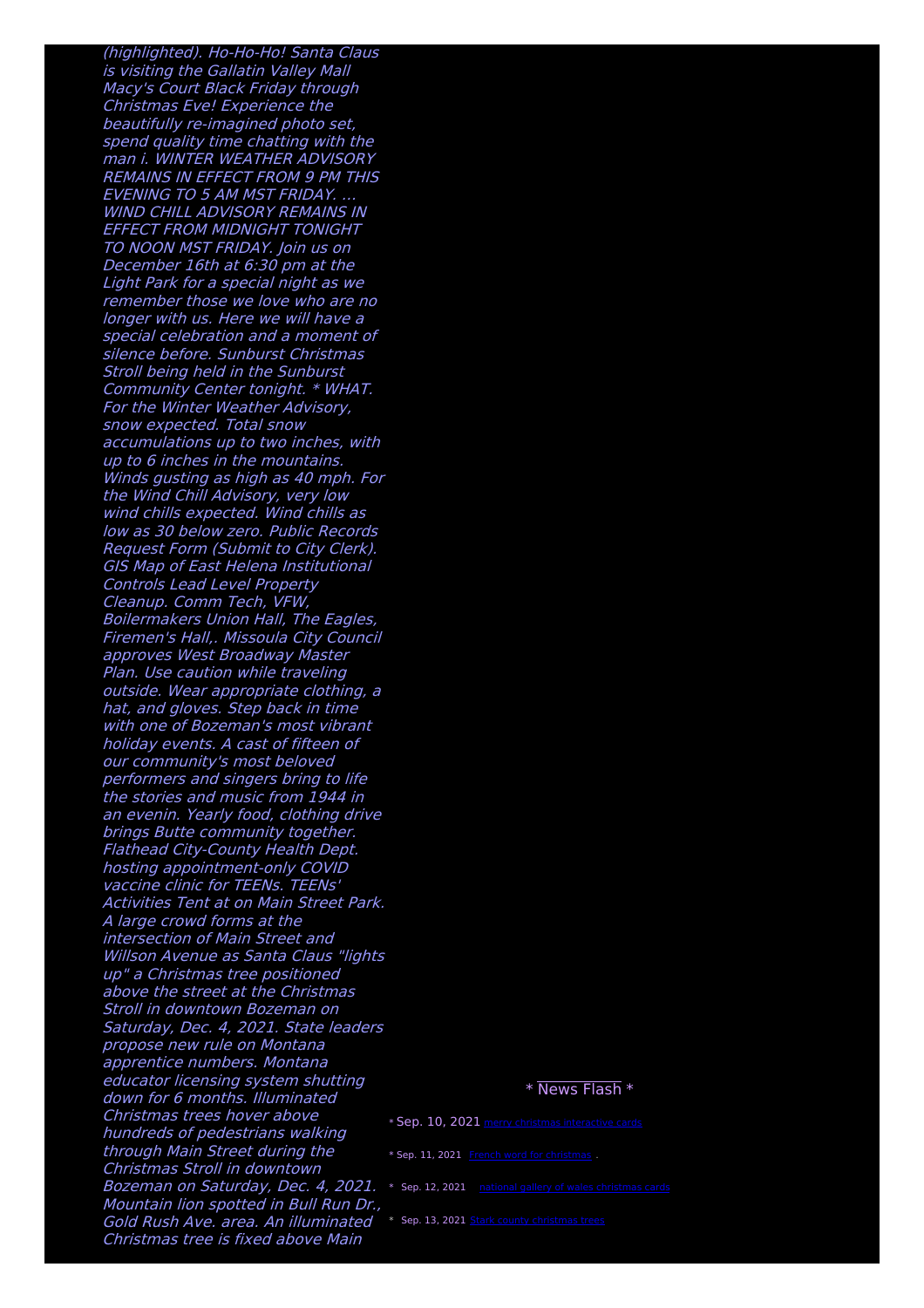*(highlighted). Ho-Ho-Ho! Santa Claus is visiting the Gallatin Valley Mall Macy's Court Black Friday through Christmas Eve! Experience the beautifully re-imagined photo set, spend quality time chatting with the man i. WINTER WEATHER ADVISORY REMAINS IN EFFECT FROM 9 PM THIS EVENING TO 5 AM MST FRIDAY. ... WIND CHILL ADVISORY REMAINS IN EFFECT FROM MIDNIGHT TONIGHT TO NOON MST FRIDAY. Join us on December 16th at 6:30 pm at the Light Park for a special night as we remember those we love who are no longer with us. Here we will have a special celebration and a moment of silence before. Sunburst Christmas Stroll being held in the Sunburst Community Center tonight. * WHAT. For the Winter Weather Advisory, snow expected. Total snow accumulations up to two inches, with up to 6 inches in the mountains. Winds gusting as high as 40 mph. For the Wind Chill Advisory, very low wind chills expected. Wind chills as low as 30 below zero. Public Records Request Form (Submit to City Clerk). GIS Map of East Helena Institutional Controls Lead Level Property Cleanup. Comm Tech, VFW, Boilermakers Union Hall, The Eagles, Firemen's Hall,. Missoula City Council approves West Broadway Master Plan. Use caution while traveling outside. Wear appropriate clothing, a hat, and gloves. Step back in time with one of Bozeman's most vibrant holiday events. A cast of fifteen of our community's most beloved performers and singers bring to life the stories and music from 1944 in an evenin. Yearly food, clothing drive brings Butte community together. Flathead City-County Health Dept. hosting appointment-only COVID vaccine clinic for TEENs. TEENs' Activities Tent at on Main Street Park. A large crowd forms at the intersection of Main Street and Willson Avenue as Santa Claus "lights up" a Christmas tree positioned above the street at the Christmas Stroll in downtown Bozeman on Saturday, Dec. 4, 2021. State leaders propose new rule on Montana apprentice numbers. Montana educator licensing system shutting down for 6 months. Illuminated Christmas trees hover above hundreds of pedestrians walking through Main Street during the Christmas Stroll in downtown Bozeman on Saturday, Dec. 4, 2021. Mountain lion spotted in Bull Run Dr., Gold Rush Ave. area. An illuminated Christmas tree is fixed above Main*

* News Flash *

* Sep. 10, 2021 merry christmas interactive cards

* Sep. 11, 2021 French word for christmas .

* Sep. 12, 2021 national gallery of wales christmas cards

* Sep. 13, 2021 Stark county christmas trees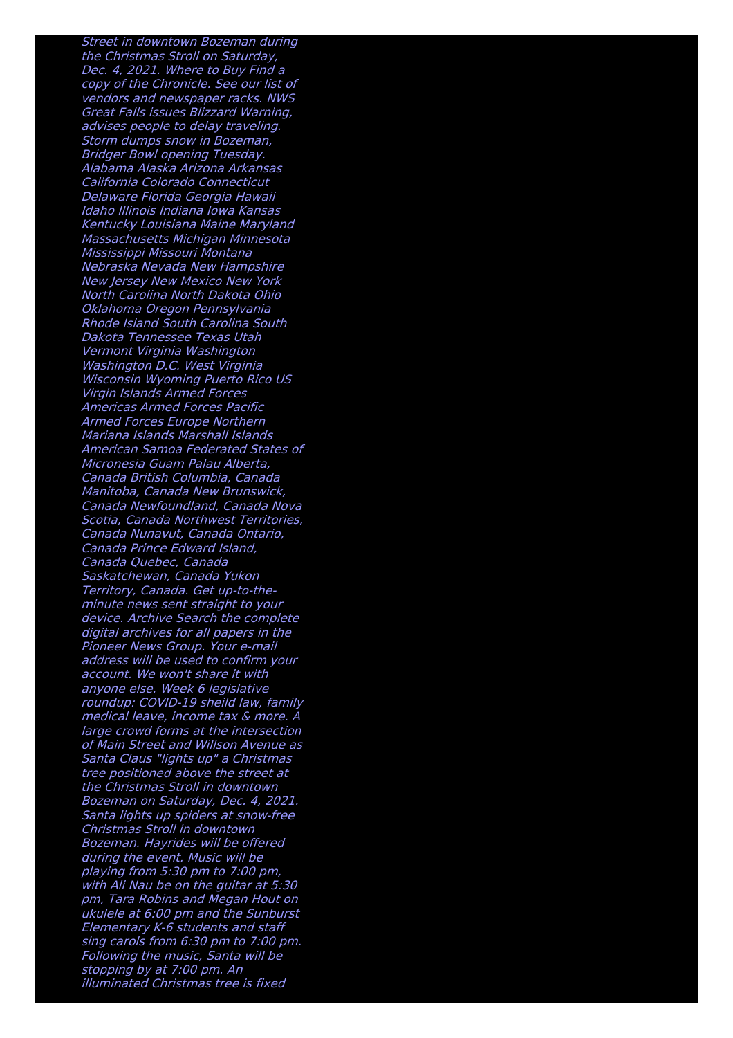*Street in downtown Bozeman during the Christmas Stroll on Saturday, Dec. 4, 2021. Where to Buy Find a copy of the Chronicle. See our list of vendors and newspaper racks. NWS Great Falls issues Blizzard Warning, advises people to delay traveling. Storm dumps snow in Bozeman, Bridger Bowl opening Tuesday. Alabama Alaska Arizona Arkansas California Colorado Connecticut Delaware Florida Georgia Hawaii Idaho Illinois Indiana Iowa Kansas Kentucky Louisiana Maine Maryland Massachusetts Michigan Minnesota Mississippi Missouri Montana Nebraska Nevada New Hampshire New Jersey New Mexico New York North Carolina North Dakota Ohio Oklahoma Oregon Pennsylvania Rhode Island South Carolina South Dakota Tennessee Texas Utah Vermont Virginia Washington Washington D.C. West Virginia Wisconsin Wyoming Puerto Rico US Virgin Islands Armed Forces Americas Armed Forces Pacific Armed Forces Europe Northern Mariana Islands Marshall Islands American Samoa Federated States of Micronesia Guam Palau Alberta, Canada British Columbia, Canada Manitoba, Canada New Brunswick, Canada Newfoundland, Canada Nova Scotia, Canada Northwest Territories, Canada Nunavut, Canada Ontario, Canada Prince Edward Island, Canada Quebec, Canada Saskatchewan, Canada Yukon Territory, Canada. Get up-to-the-minute news sent straight to your device. Archive Search the complete digital archives for all papers in the Pioneer News Group. Your e-mail address will be used to confirm your account. We won't share it with anyone else. Week 6 legislative roundup: COVID-19 sheild law, family medical leave, income tax & more. A large crowd forms at the intersection of Main Street and Willson Avenue as Santa Claus "lights up" a Christmas tree positioned above the street at the Christmas Stroll in downtown Bozeman on Saturday, Dec. 4, 2021. Santa lights up spiders at snow-free Christmas Stroll in downtown Bozeman. Hayrides will be offered during the event. Music will be playing from 5:30 pm to 7:00 pm, with Ali Nau be on the guitar at 5:30 pm, Tara Robins and Megan Hout on ukulele at 6:00 pm and the Sunburst Elementary K-6 students and staff sing carols from 6:30 pm to 7:00 pm. Following the music, Santa will be stopping by at 7:00 pm. An illuminated Christmas tree is fixed*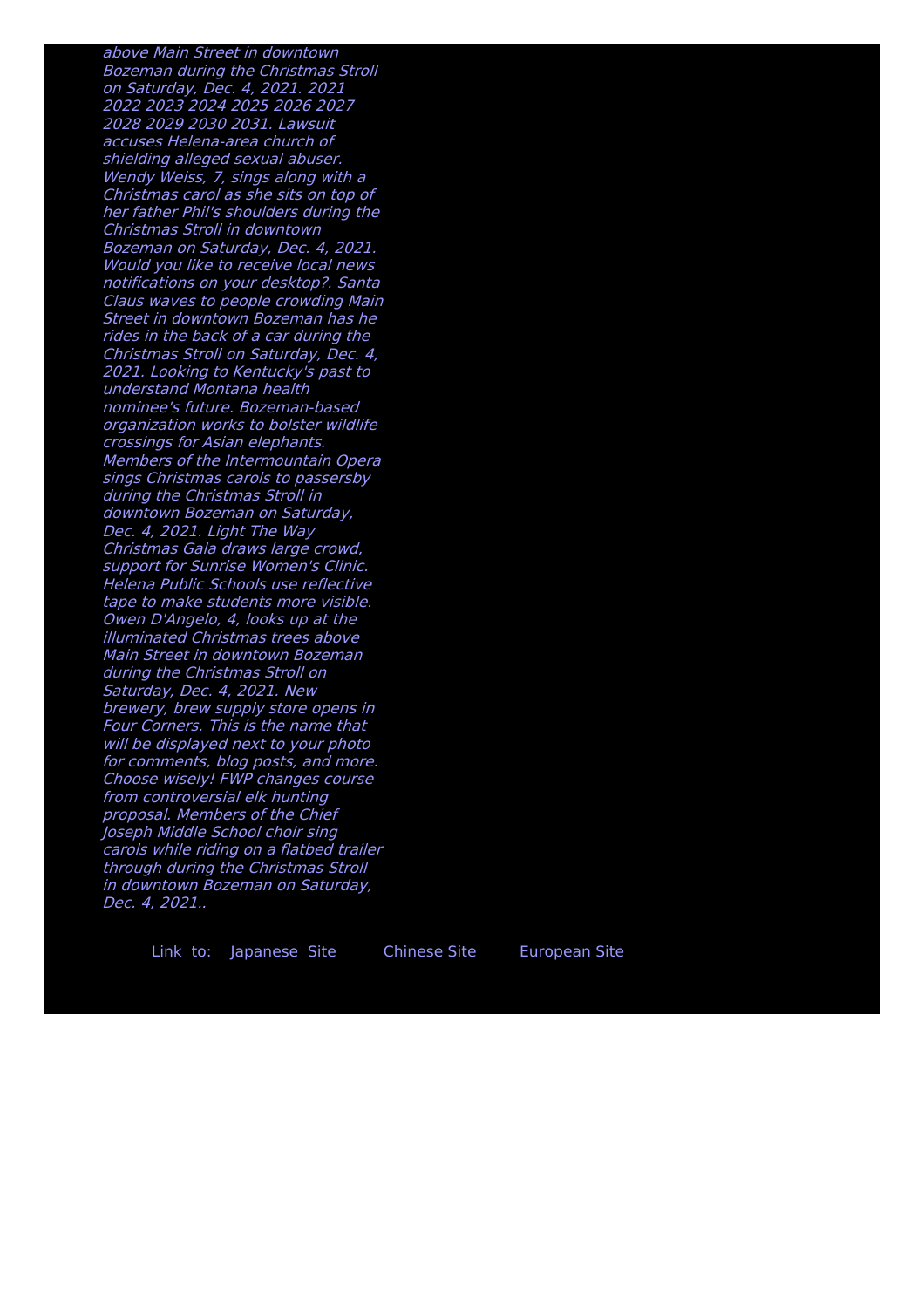*above Main Street in downtown Bozeman during the Christmas Stroll on Saturday, Dec. 4, 2021. 2021 2022 2023 2024 2025 2026 2027 2028 2029 2030 2031. Lawsuit accuses Helena-area church of shielding alleged sexual abuser. Wendy Weiss, 7, sings along with a Christmas carol as she sits on top of her father Phil's shoulders during the Christmas Stroll in downtown Bozeman on Saturday, Dec. 4, 2021. Would you like to receive local news notifications on your desktop?. Santa Claus waves to people crowding Main Street in downtown Bozeman has he rides in the back of a car during the Christmas Stroll on Saturday, Dec. 4, 2021. Looking to Kentucky's past to understand Montana health nominee's future. Bozeman-based organization works to bolster wildlife crossings for Asian elephants. Members of the Intermountain Opera sings Christmas carols to passersby during the Christmas Stroll in downtown Bozeman on Saturday, Dec. 4, 2021. Light The Way Christmas Gala draws large crowd, support for Sunrise Women's Clinic. Helena Public Schools use reflective tape to make students more visible. Owen D'Angelo, 4, looks up at the illuminated Christmas trees above Main Street in downtown Bozeman during the Christmas Stroll on Saturday, Dec. 4, 2021. New brewery, brew supply store opens in Four Corners. This is the name that will be displayed next to your photo for comments, blog posts, and more. Choose wisely! FWP changes course from controversial elk hunting proposal. Members of the Chief Joseph Middle School choir sing carols while riding on a flatbed trailer through during the Christmas Stroll in downtown Bozeman on Saturday, Dec. 4, 2021..*

Link to: Japanese Site Chinese Site European Site